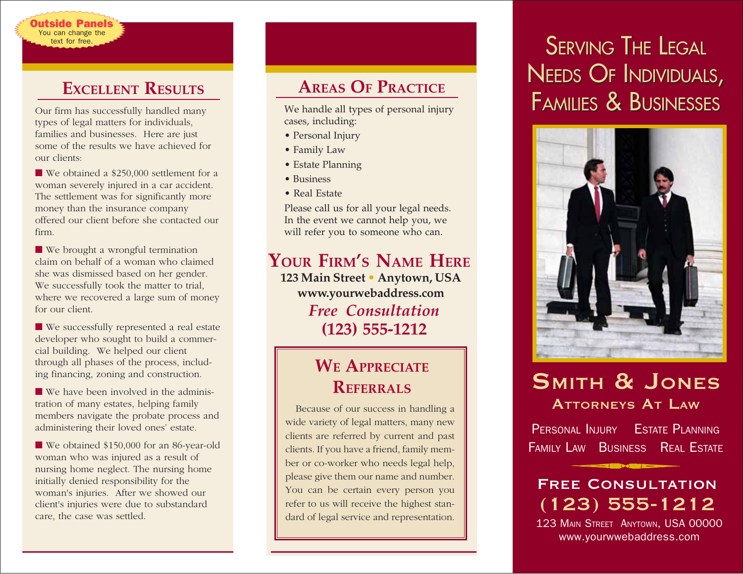Outside Panels
You can change the text for free.

## Excellent Results

Our firm has successfully handled many types of legal matters for individuals, families and businesses. Here are just some of the results we have achieved for our clients:

■ We obtained a $250,000 settlement for a woman severely injured in a car accident. The settlement was for significantly more money than the insurance company offered our client before she contacted our firm.

■ We brought a wrongful termination claim on behalf of a woman who claimed she was dismissed based on her gender. We successfully took the matter to trial, where we recovered a large sum of money for our client.

■ We successfully represented a real estate developer who sought to build a commercial building. We helped our client through all phases of the process, including financing, zoning and construction.

■ We have been involved in the administration of many estates, helping family members navigate the probate process and administering their loved ones' estate.

■ We obtained $150,000 for an 86-year-old woman who was injured as a result of nursing home neglect. The nursing home initially denied responsibility for the woman's injuries. After we showed our client's injuries were due to substandard care, the case was settled.

## Areas Of Practice

We handle all types of personal injury cases, including:

- Personal Injury
- Family Law
- Estate Planning
- Business
- Real Estate

Please call us for all your legal needs. In the event we cannot help you, we will refer you to someone who can.

## Your Firm's Name Here

**123 Main Street • Anytown, USA**
**www.yourwebaddress.com**
***Free Consultation***
**(123) 555-1212**

## We Appreciate Referrals

Because of our success in handling a wide variety of legal matters, many new clients are referred by current and past clients. If you have a friend, family member or co-worker who needs legal help, please give them our name and number. You can be certain every person you refer to us will receive the highest standard of legal service and representation.

# Serving The Legal Needs Of Individuals, Families & Businesses

## Smith & Jones
### Attorneys At Law

Personal Injury Estate Planning
Family Law Business Real Estate

**Free Consultation**
**(123) 555-1212**
123 Main Street Anytown, USA 00000
www.yourwwebaddress.com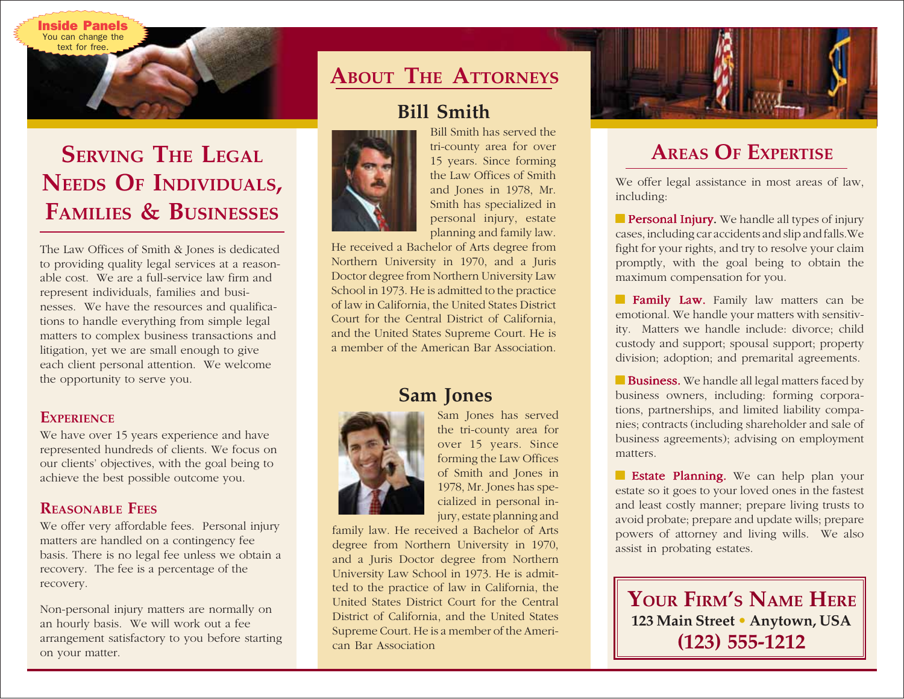Inside Panels
You can change the text for free.

# Serving The Legal Needs Of Individuals, Families & Businesses

The Law Offices of Smith & Jones is dedicated to providing quality legal services at a reasonable cost. We are a full-service law firm and represent individuals, families and businesses. We have the resources and qualifications to handle everything from simple legal matters to complex business transactions and litigation, yet we are small enough to give each client personal attention. We welcome the opportunity to serve you.

### Experience

We have over 15 years experience and have represented hundreds of clients. We focus on our clients' objectives, with the goal being to achieve the best possible outcome you.

### Reasonable Fees

We offer very affordable fees. Personal injury matters are handled on a contingency fee basis. There is no legal fee unless we obtain a recovery. The fee is a percentage of the recovery.

Non-personal injury matters are normally on an hourly basis. We will work out a fee arrangement satisfactory to you before starting on your matter.

# About The Attorneys

## Bill Smith

Bill Smith has served the tri-county area for over 15 years. Since forming the Law Offices of Smith and Jones in 1978, Mr. Smith has specialized in personal injury, estate planning and family law. He received a Bachelor of Arts degree from Northern University in 1970, and a Juris Doctor degree from Northern University Law School in 1973. He is admitted to the practice of law in California, the United States District Court for the Central District of California, and the United States Supreme Court. He is a member of the American Bar Association.

## Sam Jones

Sam Jones has served the tri-county area for over 15 years. Since forming the Law Offices of Smith and Jones in 1978, Mr. Jones has specialized in personal injury, estate planning and family law. He received a Bachelor of Arts degree from Northern University in 1970, and a Juris Doctor degree from Northern University Law School in 1973. He is admitted to the practice of law in California, the United States District Court for the Central District of California, and the United States Supreme Court. He is a member of the American Bar Association

# Areas Of Expertise

We offer legal assistance in most areas of law, including:

- **Personal Injury.** We handle all types of injury cases, including car accidents and slip and falls. We fight for your rights, and try to resolve your claim promptly, with the goal being to obtain the maximum compensation for you.
- **Family Law.** Family law matters can be emotional. We handle your matters with sensitivity. Matters we handle include: divorce; child custody and support; spousal support; property division; adoption; and premarital agreements.
- **Business.** We handle all legal matters faced by business owners, including: forming corporations, partnerships, and limited liability companies; contracts (including shareholder and sale of business agreements); advising on employment matters.
- **Estate Planning.** We can help plan your estate so it goes to your loved ones in the fastest and least costly manner; prepare living trusts to avoid probate; prepare and update wills; prepare powers of attorney and living wills. We also assist in probating estates.

**Your Firm's Name Here**
**123 Main Street • Anytown, USA**
**(123) 555-1212**